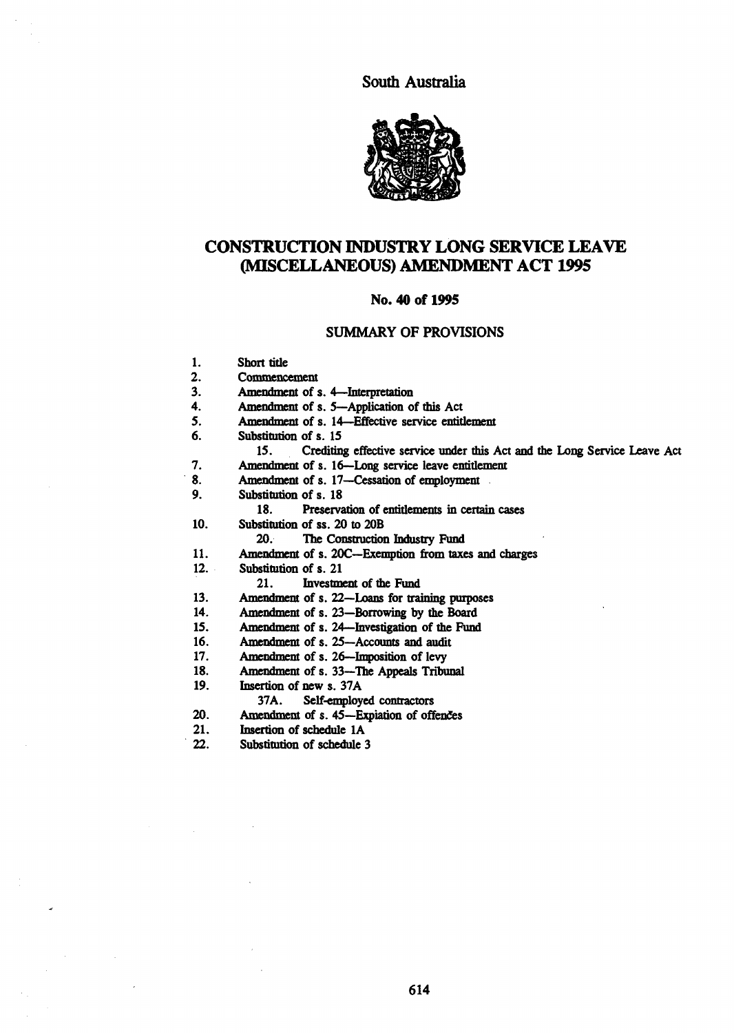South Australia

# CONSTRUCTION INDUSTRY LONG SERVICE LEAVE (MISCELLANEOUS) AMENDMENT ACT 1995

## No. 40 of 1995

### SUMMARY OF PROVISIONS

1. Short title
2. Commencement
3. Amendment of s. 4—Interpretation
4. Amendment of s. 5—Application of this Act
5. Amendment of s. 14—Effective service entitlement
6. Substitution of s. 15
   - 15. Crediting effective service under this Act and the Long Service Leave Act
7. Amendment of s. 16—Long service leave entitlement
8. Amendment of s. 17—Cessation of employment
9. Substitution of s. 18
   - 18. Preservation of entitlements in certain cases
10. Substitution of ss. 20 to 20B
    - 20. The Construction Industry Fund
11. Amendment of s. 20C—Exemption from taxes and charges
12. Substitution of s. 21
    - 21. Investment of the Fund
13. Amendment of s. 22—Loans for training purposes
14. Amendment of s. 23—Borrowing by the Board
15. Amendment of s. 24—Investigation of the Fund
16. Amendment of s. 25—Accounts and audit
17. Amendment of s. 26—Imposition of levy
18. Amendment of s. 33—The Appeals Tribunal
19. Insertion of new s. 37A
    - 37A. Self-employed contractors
20. Amendment of s. 45—Expiation of offences
21. Insertion of schedule 1A
22. Substitution of schedule 3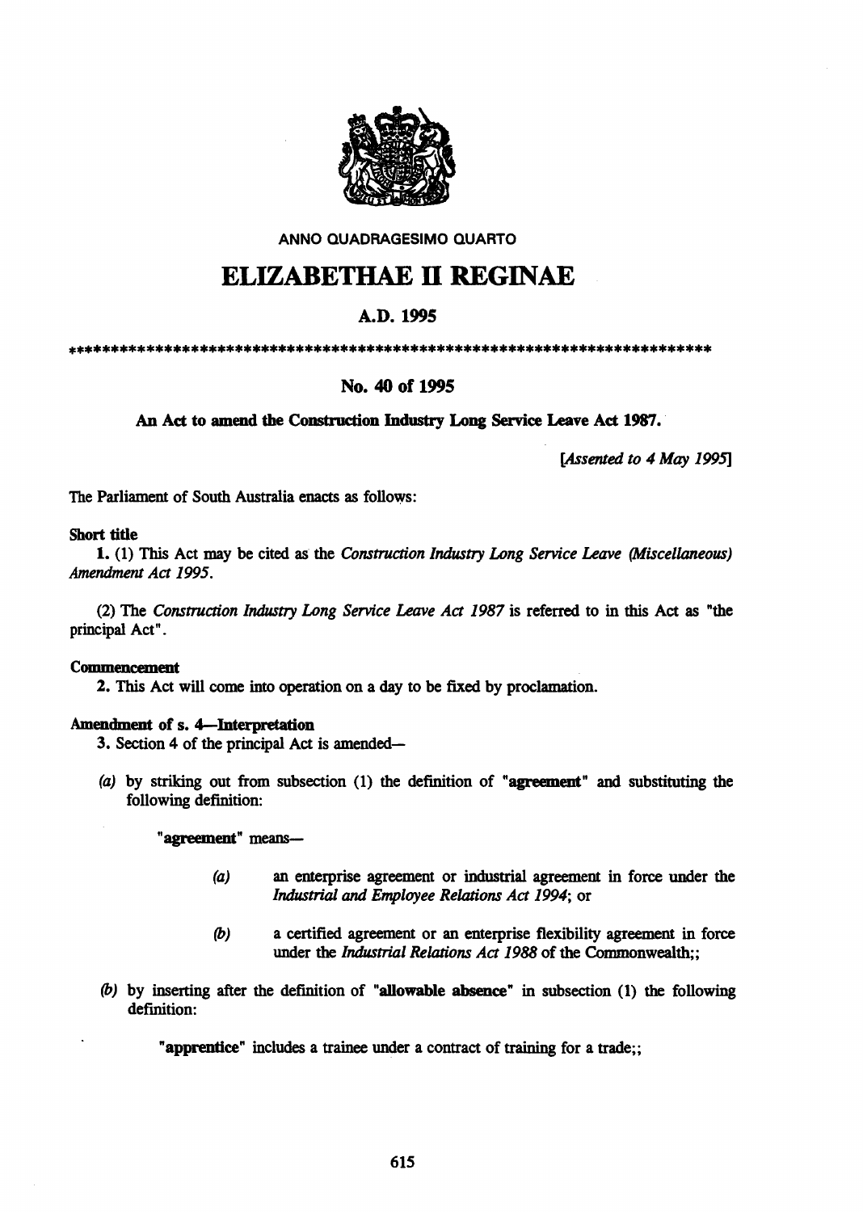ANNO QUADRAGESIMO QUARTO

# ELIZABETHAE II REGINAE

## A.D. 1995

***************************************************************************

## No. 40 of 1995

**An Act to amend the Construction Industry Long Service Leave Act 1987.**

*[Assented to 4 May 1995]*

The Parliament of South Australia enacts as follows:

**Short title**

**1.** (1) This Act may be cited as the *Construction Industry Long Service Leave (Miscellaneous) Amendment Act 1995*.

(2) The *Construction Industry Long Service Leave Act 1987* is referred to in this Act as "the principal Act".

**Commencement**

**2.** This Act will come into operation on a day to be fixed by proclamation.

**Amendment of s. 4—Interpretation**

**3.** Section 4 of the principal Act is amended—

*(a)* by striking out from subsection (1) the definition of "**agreement**" and substituting the following definition:

"**agreement**" means—

*(a)* an enterprise agreement or industrial agreement in force under the *Industrial and Employee Relations Act 1994*; or

*(b)* a certified agreement or an enterprise flexibility agreement in force under the *Industrial Relations Act 1988* of the Commonwealth;;

*(b)* by inserting after the definition of "**allowable absence**" in subsection (1) the following definition:

"**apprentice**" includes a trainee under a contract of training for a trade;;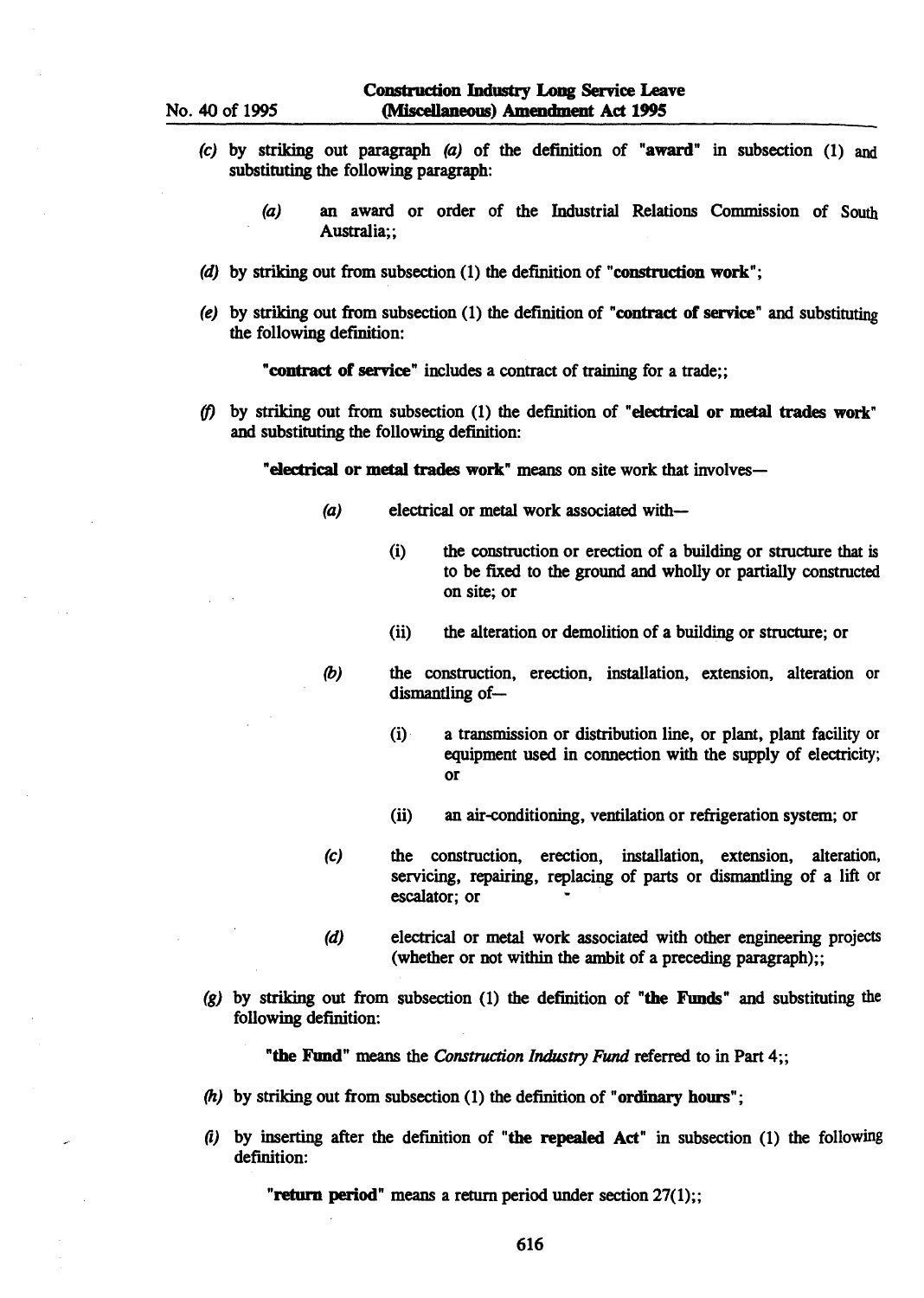(*c*) by striking out paragraph (*a*) of the definition of "**award**" in subsection (1) and substituting the following paragraph:

> (*a*) an award or order of the Industrial Relations Commission of South Australia;;

(*d*) by striking out from subsection (1) the definition of "**construction work**";

(*e*) by striking out from subsection (1) the definition of "**contract of service**" and substituting the following definition:

> "**contract of service**" includes a contract of training for a trade;;

(*f*) by striking out from subsection (1) the definition of "**electrical or metal trades work**" and substituting the following definition:

> "**electrical or metal trades work**" means on site work that involves—
>
> (*a*) electrical or metal work associated with—
>
> > (i) the construction or erection of a building or structure that is to be fixed to the ground and wholly or partially constructed on site; or
> >
> > (ii) the alteration or demolition of a building or structure; or
>
> (*b*) the construction, erection, installation, extension, alteration or dismantling of—
>
> > (i) a transmission or distribution line, or plant, plant facility or equipment used in connection with the supply of electricity; or
> >
> > (ii) an air-conditioning, ventilation or refrigeration system; or
>
> (*c*) the construction, erection, installation, extension, alteration, servicing, repairing, replacing of parts or dismantling of a lift or escalator; or
>
> (*d*) electrical or metal work associated with other engineering projects (whether or not within the ambit of a preceding paragraph);;

(*g*) by striking out from subsection (1) the definition of "**the Funds**" and substituting the following definition:

> "**the Fund**" means the *Construction Industry Fund* referred to in Part 4;;

(*h*) by striking out from subsection (1) the definition of "**ordinary hours**";

(*i*) by inserting after the definition of "**the repealed Act**" in subsection (1) the following definition:

> "**return period**" means a return period under section 27(1);;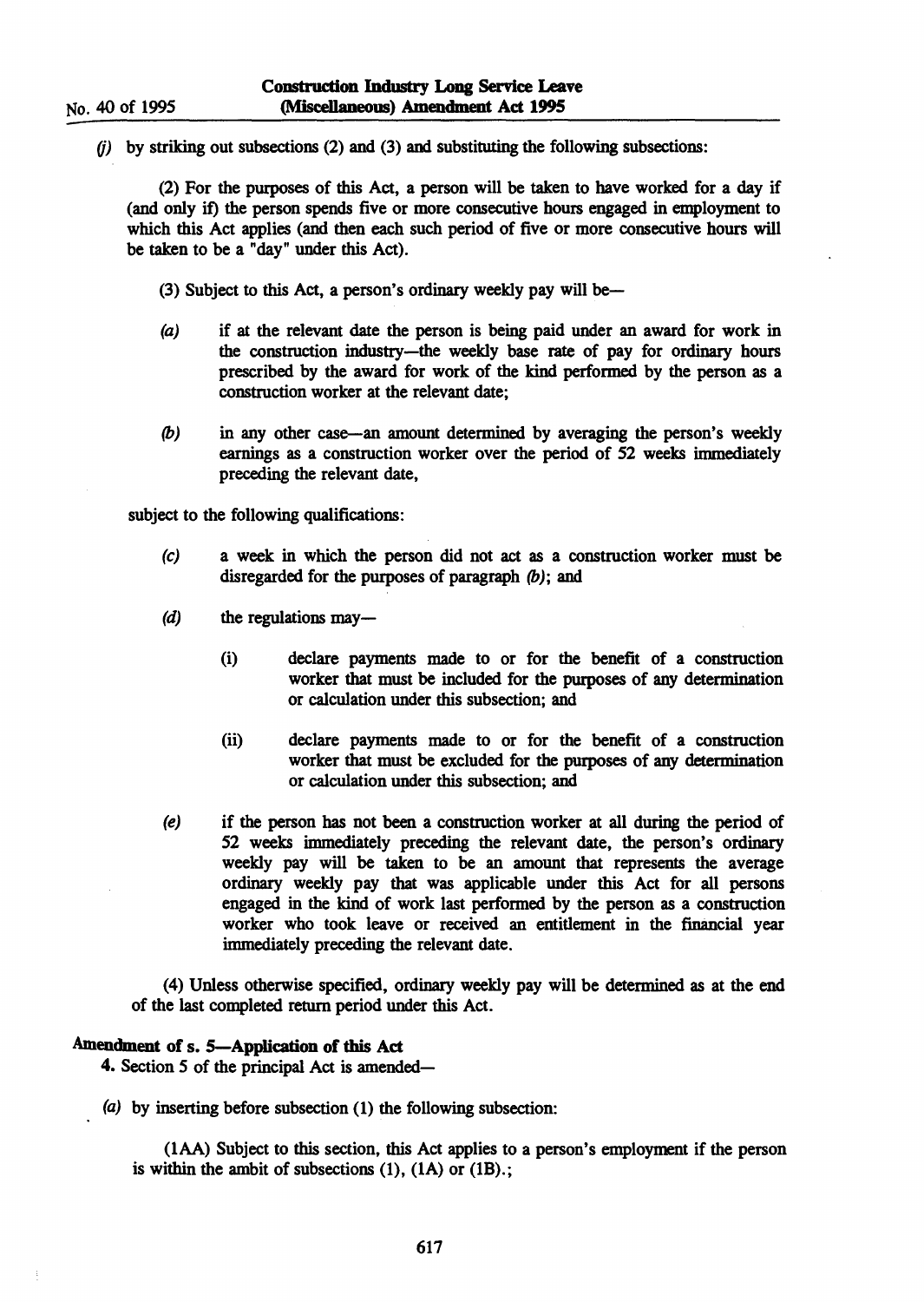*(j)* by striking out subsections (2) and (3) and substituting the following subsections:

(2) For the purposes of this Act, a person will be taken to have worked for a day if (and only if) the person spends five or more consecutive hours engaged in employment to which this Act applies (and then each such period of five or more consecutive hours will be taken to be a "day" under this Act).

(3) Subject to this Act, a person's ordinary weekly pay will be—

*(a)* if at the relevant date the person is being paid under an award for work in the construction industry—the weekly base rate of pay for ordinary hours prescribed by the award for work of the kind performed by the person as a construction worker at the relevant date;

*(b)* in any other case—an amount determined by averaging the person's weekly earnings as a construction worker over the period of 52 weeks immediately preceding the relevant date,

subject to the following qualifications:

*(c)* a week in which the person did not act as a construction worker must be disregarded for the purposes of paragraph *(b)*; and

*(d)* the regulations may—

(i) declare payments made to or for the benefit of a construction worker that must be included for the purposes of any determination or calculation under this subsection; and

(ii) declare payments made to or for the benefit of a construction worker that must be excluded for the purposes of any determination or calculation under this subsection; and

*(e)* if the person has not been a construction worker at all during the period of 52 weeks immediately preceding the relevant date, the person's ordinary weekly pay will be taken to be an amount that represents the average ordinary weekly pay that was applicable under this Act for all persons engaged in the kind of work last performed by the person as a construction worker who took leave or received an entitlement in the financial year immediately preceding the relevant date.

(4) Unless otherwise specified, ordinary weekly pay will be determined as at the end of the last completed return period under this Act.

**Amendment of s. 5—Application of this Act**

**4.** Section 5 of the principal Act is amended—

*(a)* by inserting before subsection (1) the following subsection:

(1AA) Subject to this section, this Act applies to a person's employment if the person is within the ambit of subsections (1), (1A) or (1B).;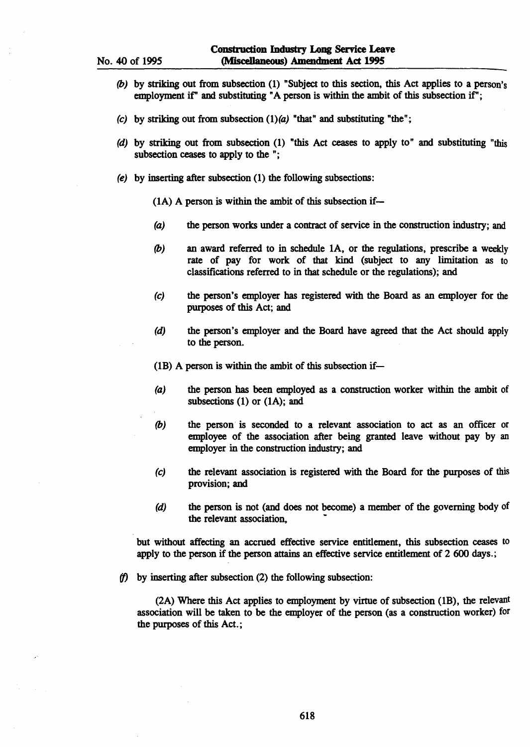(b) by striking out from subsection (1) "Subject to this section, this Act applies to a person's employment if" and substituting "A person is within the ambit of this subsection if";

(c) by striking out from subsection (1)*(a)* "that" and substituting "the";

(d) by striking out from subsection (1) "this Act ceases to apply to" and substituting "this subsection ceases to apply to the ";

(e) by inserting after subsection (1) the following subsections:

> (1A) A person is within the ambit of this subsection if—
>
> *(a)* the person works under a contract of service in the construction industry; and
>
> *(b)* an award referred to in schedule 1A, or the regulations, prescribe a weekly rate of pay for work of that kind (subject to any limitation as to classifications referred to in that schedule or the regulations); and
>
> *(c)* the person's employer has registered with the Board as an employer for the purposes of this Act; and
>
> *(d)* the person's employer and the Board have agreed that the Act should apply to the person.
>
> (1B) A person is within the ambit of this subsection if—
>
> *(a)* the person has been employed as a construction worker within the ambit of subsections (1) or (1A); and
>
> *(b)* the person is seconded to a relevant association to act as an officer or employee of the association after being granted leave without pay by an employer in the construction industry; and
>
> *(c)* the relevant association is registered with the Board for the purposes of this provision; and
>
> *(d)* the person is not (and does not become) a member of the governing body of the relevant association,
>
> but without affecting an accrued effective service entitlement, this subsection ceases to apply to the person if the person attains an effective service entitlement of 2 600 days.;

(f) by inserting after subsection (2) the following subsection:

> (2A) Where this Act applies to employment by virtue of subsection (1B), the relevant association will be taken to be the employer of the person (as a construction worker) for the purposes of this Act.;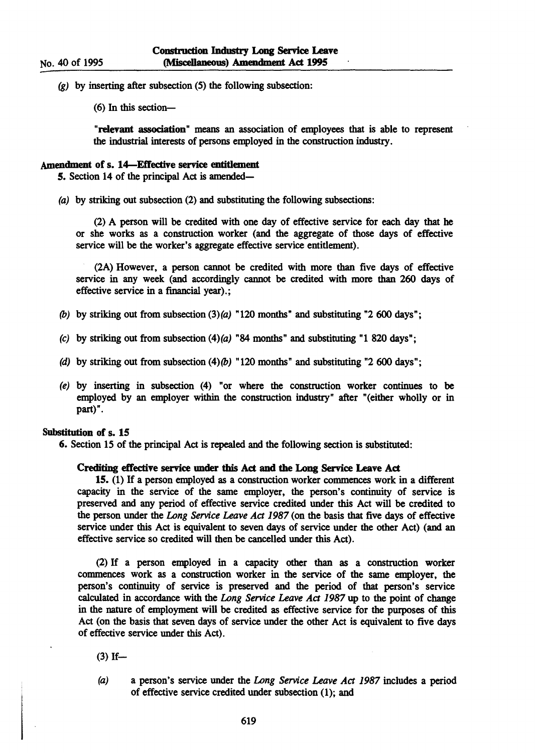(g) by inserting after subsection (5) the following subsection:

(6) In this section—

**"relevant association"** means an association of employees that is able to represent the industrial interests of persons employed in the construction industry.

**Amendment of s. 14—Effective service entitlement**

**5.** Section 14 of the principal Act is amended—

(a) by striking out subsection (2) and substituting the following subsections:

(2) A person will be credited with one day of effective service for each day that he or she works as a construction worker (and the aggregate of those days of effective service will be the worker's aggregate effective service entitlement).

(2A) However, a person cannot be credited with more than five days of effective service in any week (and accordingly cannot be credited with more than 260 days of effective service in a financial year).;

(b) by striking out from subsection (3)(a) "120 months" and substituting "2 600 days";

(c) by striking out from subsection (4)(a) "84 months" and substituting "1 820 days";

(d) by striking out from subsection (4)(b) "120 months" and substituting "2 600 days";

(e) by inserting in subsection (4) "or where the construction worker continues to be employed by an employer within the construction industry" after "(either wholly or in part)".

**Substitution of s. 15**

**6.** Section 15 of the principal Act is repealed and the following section is substituted:

**Crediting effective service under this Act and the Long Service Leave Act**

**15.** (1) If a person employed as a construction worker commences work in a different capacity in the service of the same employer, the person's continuity of service is preserved and any period of effective service credited under this Act will be credited to the person under the *Long Service Leave Act 1987* (on the basis that five days of effective service under this Act is equivalent to seven days of service under the other Act) (and an effective service so credited will then be cancelled under this Act).

(2) If a person employed in a capacity other than as a construction worker commences work as a construction worker in the service of the same employer, the person's continuity of service is preserved and the period of that person's service calculated in accordance with the *Long Service Leave Act 1987* up to the point of change in the nature of employment will be credited as effective service for the purposes of this Act (on the basis that seven days of service under the other Act is equivalent to five days of effective service under this Act).

(3) If—

(a) a person's service under the *Long Service Leave Act 1987* includes a period of effective service credited under subsection (1); and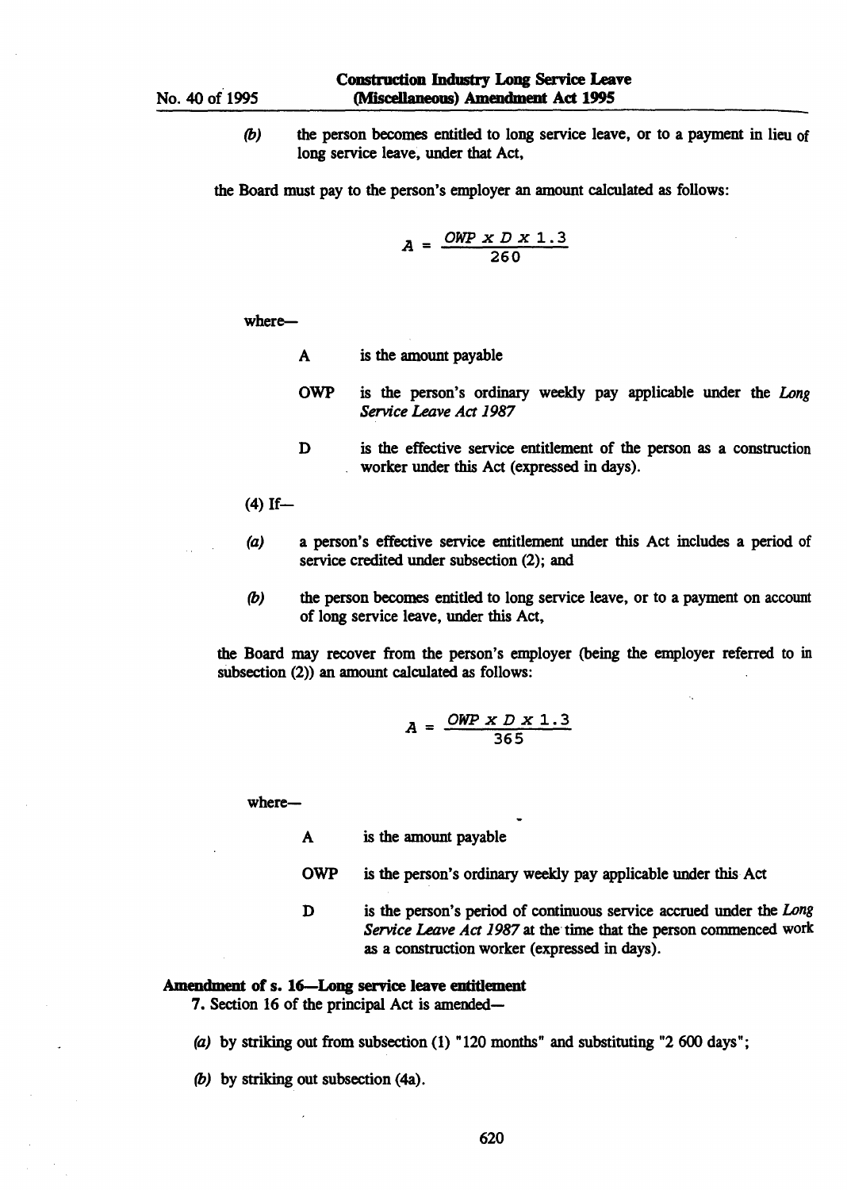*(b)* the person becomes entitled to long service leave, or to a payment in lieu of long service leave, under that Act,

the Board must pay to the person's employer an amount calculated as follows:

$$A = \frac{OWP \times D \times 1.3}{260}$$

where—

A is the amount payable

OWP is the person's ordinary weekly pay applicable under the *Long Service Leave Act 1987*

D is the effective service entitlement of the person as a construction worker under this Act (expressed in days).

(4) If—

*(a)* a person's effective service entitlement under this Act includes a period of service credited under subsection (2); and

*(b)* the person becomes entitled to long service leave, or to a payment on account of long service leave, under this Act,

the Board may recover from the person's employer (being the employer referred to in subsection (2)) an amount calculated as follows:

$$A = \frac{OWP \times D \times 1.3}{365}$$

where—

A is the amount payable

OWP is the person's ordinary weekly pay applicable under this Act

D is the person's period of continuous service accrued under the *Long Service Leave Act 1987* at the time that the person commenced work as a construction worker (expressed in days).

**Amendment of s. 16—Long service leave entitlement**

7. Section 16 of the principal Act is amended—

*(a)* by striking out from subsection (1) "120 months" and substituting "2 600 days";

*(b)* by striking out subsection (4a).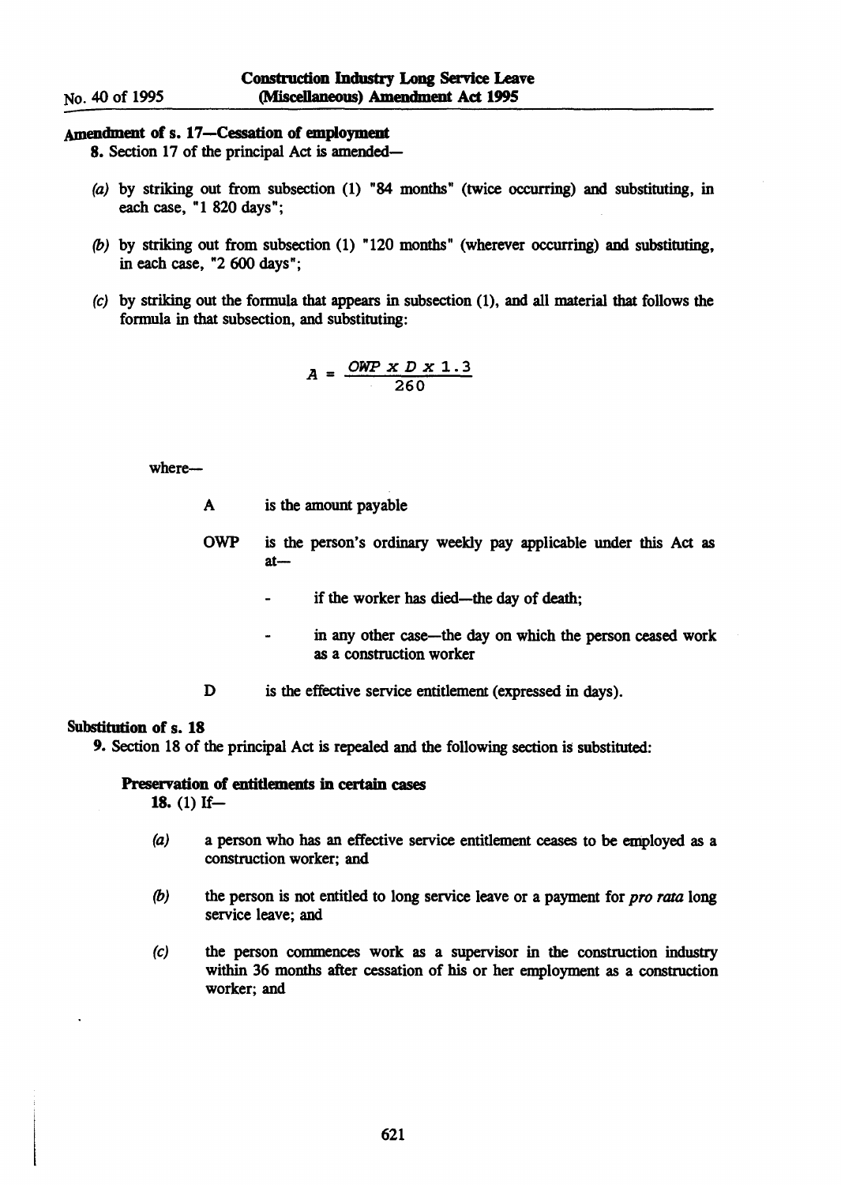**Amendment of s. 17—Cessation of employment**

**8.** Section 17 of the principal Act is amended—

*(a)* by striking out from subsection (1) "84 months" (twice occurring) and substituting, in each case, "1 820 days";

*(b)* by striking out from subsection (1) "120 months" (wherever occurring) and substituting, in each case, "2 600 days";

*(c)* by striking out the formula that appears in subsection (1), and all material that follows the formula in that subsection, and substituting:

$$A = \frac{OWP \times D \times 1.3}{260}$$

where—

A is the amount payable

OWP is the person's ordinary weekly pay applicable under this Act as at—

- if the worker has died—the day of death;
- in any other case—the day on which the person ceased work as a construction worker

D is the effective service entitlement (expressed in days).

**Substitution of s. 18**

**9.** Section 18 of the principal Act is repealed and the following section is substituted:

**Preservation of entitlements in certain cases**

**18.** (1) If—

*(a)* a person who has an effective service entitlement ceases to be employed as a construction worker; and

*(b)* the person is not entitled to long service leave or a payment for *pro rata* long service leave; and

*(c)* the person commences work as a supervisor in the construction industry within 36 months after cessation of his or her employment as a construction worker; and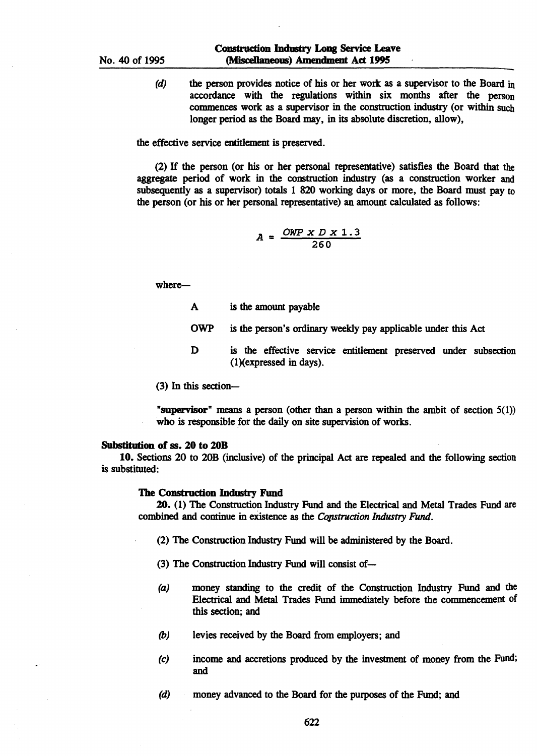(d) the person provides notice of his or her work as a supervisor to the Board in accordance with the regulations within six months after the person commences work as a supervisor in the construction industry (or within such longer period as the Board may, in its absolute discretion, allow),

the effective service entitlement is preserved.

(2) If the person (or his or her personal representative) satisfies the Board that the aggregate period of work in the construction industry (as a construction worker and subsequently as a supervisor) totals 1 820 working days or more, the Board must pay to the person (or his or her personal representative) an amount calculated as follows:

$$A = \frac{OWP \times D \times 1.3}{260}$$

where—

A is the amount payable

OWP is the person's ordinary weekly pay applicable under this Act

D is the effective service entitlement preserved under subsection (1)(expressed in days).

(3) In this section—

**"supervisor"** means a person (other than a person within the ambit of section 5(1)) who is responsible for the daily on site supervision of works.

**Substitution of ss. 20 to 20B**

**10.** Sections 20 to 20B (inclusive) of the principal Act are repealed and the following section is substituted:

**The Construction Industry Fund**

**20.** (1) The Construction Industry Fund and the Electrical and Metal Trades Fund are combined and continue in existence as the *Construction Industry Fund*.

(2) The Construction Industry Fund will be administered by the Board.

(3) The Construction Industry Fund will consist of—

(a) money standing to the credit of the Construction Industry Fund and the Electrical and Metal Trades Fund immediately before the commencement of this section; and

(b) levies received by the Board from employers; and

(c) income and accretions produced by the investment of money from the Fund; and

(d) money advanced to the Board for the purposes of the Fund; and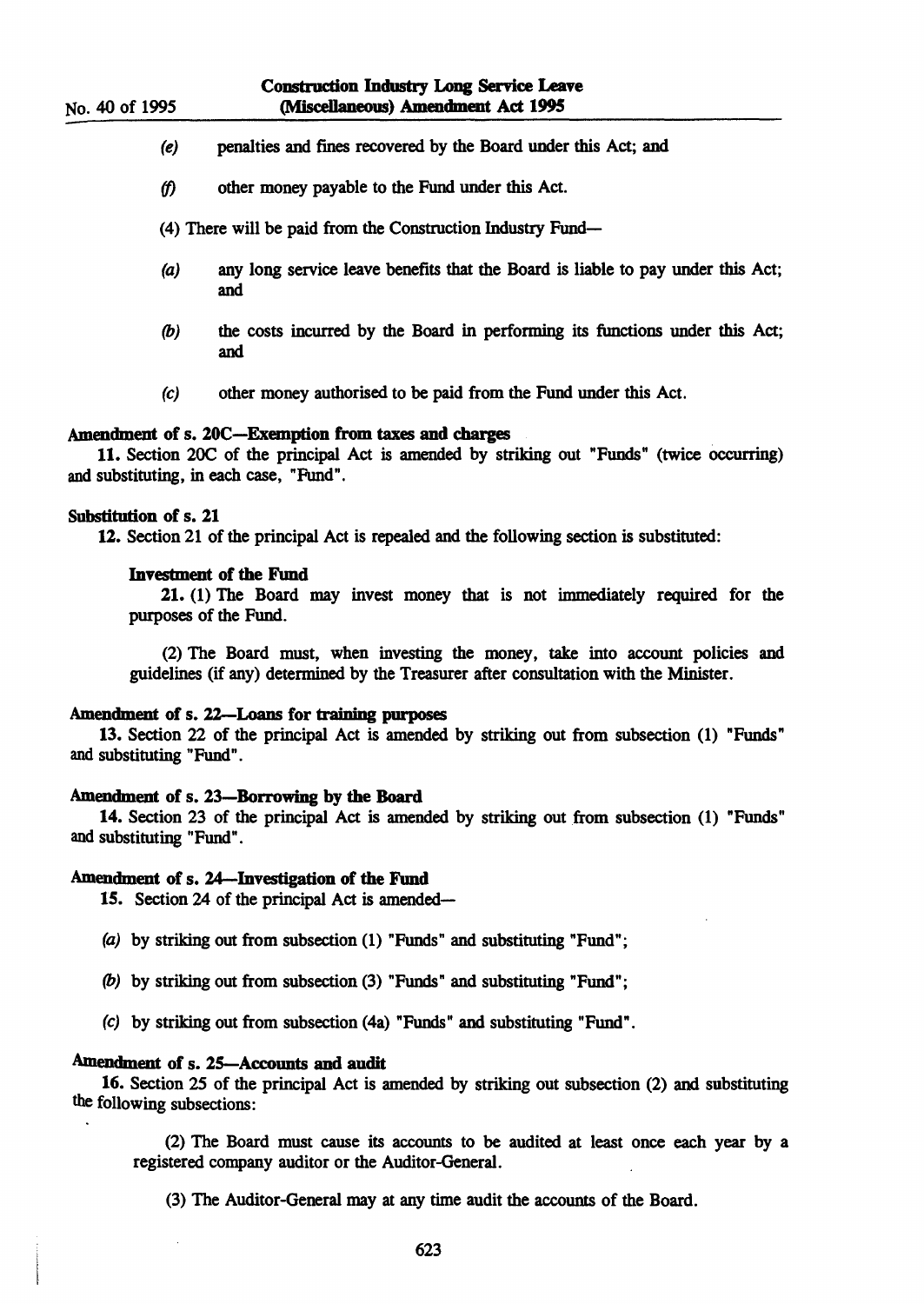(e) penalties and fines recovered by the Board under this Act; and

(f) other money payable to the Fund under this Act.

(4) There will be paid from the Construction Industry Fund—

(a) any long service leave benefits that the Board is liable to pay under this Act; and

(b) the costs incurred by the Board in performing its functions under this Act; and

(c) other money authorised to be paid from the Fund under this Act.

**Amendment of s. 20C—Exemption from taxes and charges**

**11.** Section 20C of the principal Act is amended by striking out "Funds" (twice occurring) and substituting, in each case, "Fund".

**Substitution of s. 21**

**12.** Section 21 of the principal Act is repealed and the following section is substituted:

**Investment of the Fund**

**21.** (1) The Board may invest money that is not immediately required for the purposes of the Fund.

(2) The Board must, when investing the money, take into account policies and guidelines (if any) determined by the Treasurer after consultation with the Minister.

**Amendment of s. 22—Loans for training purposes**

**13.** Section 22 of the principal Act is amended by striking out from subsection (1) "Funds" and substituting "Fund".

**Amendment of s. 23—Borrowing by the Board**

**14.** Section 23 of the principal Act is amended by striking out from subsection (1) "Funds" and substituting "Fund".

**Amendment of s. 24—Investigation of the Fund**

**15.** Section 24 of the principal Act is amended—

(a) by striking out from subsection (1) "Funds" and substituting "Fund";

(b) by striking out from subsection (3) "Funds" and substituting "Fund";

(c) by striking out from subsection (4a) "Funds" and substituting "Fund".

**Amendment of s. 25—Accounts and audit**

**16.** Section 25 of the principal Act is amended by striking out subsection (2) and substituting the following subsections:

(2) The Board must cause its accounts to be audited at least once each year by a registered company auditor or the Auditor-General.

(3) The Auditor-General may at any time audit the accounts of the Board.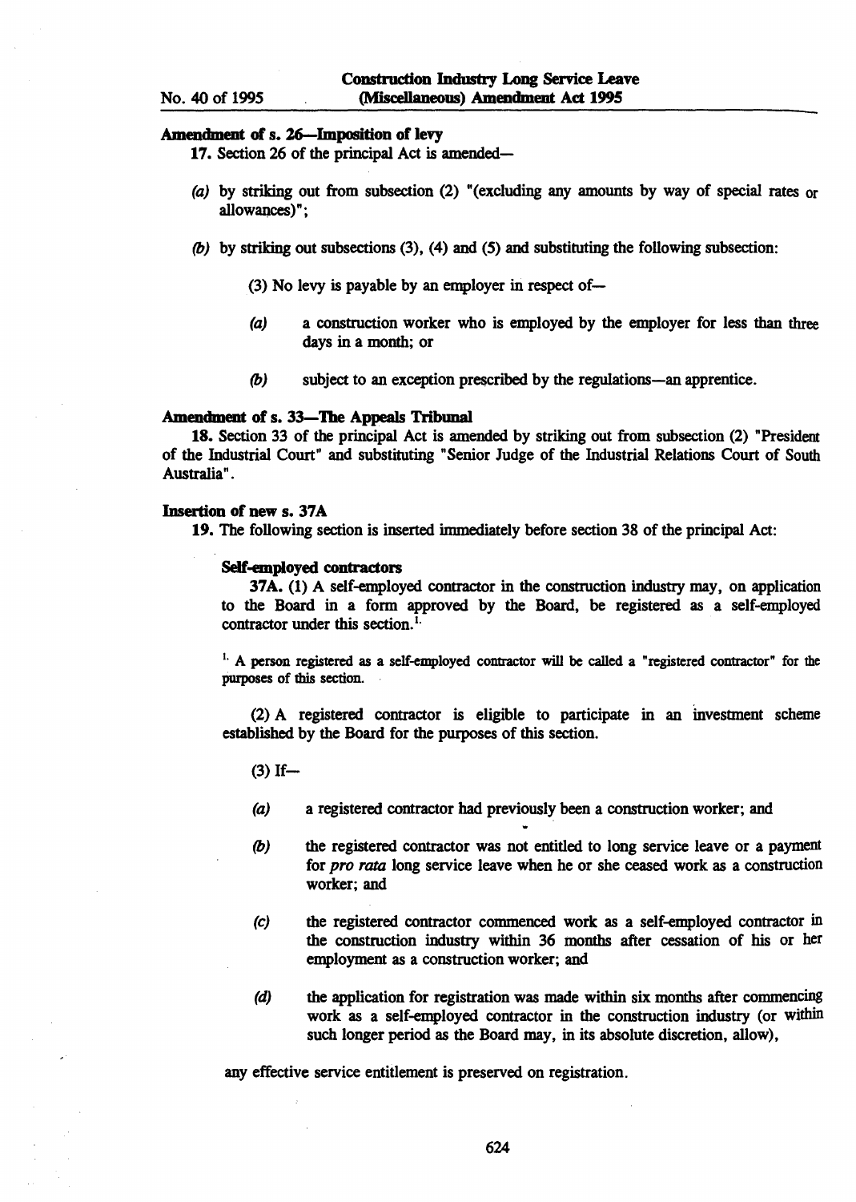**Amendment of s. 26—Imposition of levy**

17. Section 26 of the principal Act is amended—

*(a)* by striking out from subsection (2) "(excluding any amounts by way of special rates or allowances)";

*(b)* by striking out subsections (3), (4) and (5) and substituting the following subsection:

(3) No levy is payable by an employer in respect of—

*(a)* a construction worker who is employed by the employer for less than three days in a month; or

*(b)* subject to an exception prescribed by the regulations—an apprentice.

**Amendment of s. 33—The Appeals Tribunal**

18. Section 33 of the principal Act is amended by striking out from subsection (2) "President of the Industrial Court" and substituting "Senior Judge of the Industrial Relations Court of South Australia".

**Insertion of new s. 37A**

19. The following section is inserted immediately before section 38 of the principal Act:

**Self-employed contractors**

37A. (1) A self-employed contractor in the construction industry may, on application to the Board in a form approved by the Board, be registered as a self-employed contractor under this section.[1]

[1] A person registered as a self-employed contractor will be called a "registered contractor" for the purposes of this section.

(2) A registered contractor is eligible to participate in an investment scheme established by the Board for the purposes of this section.

(3) If—

*(a)* a registered contractor had previously been a construction worker; and

*(b)* the registered contractor was not entitled to long service leave or a payment for *pro rata* long service leave when he or she ceased work as a construction worker; and

*(c)* the registered contractor commenced work as a self-employed contractor in the construction industry within 36 months after cessation of his or her employment as a construction worker; and

*(d)* the application for registration was made within six months after commencing work as a self-employed contractor in the construction industry (or within such longer period as the Board may, in its absolute discretion, allow),

any effective service entitlement is preserved on registration.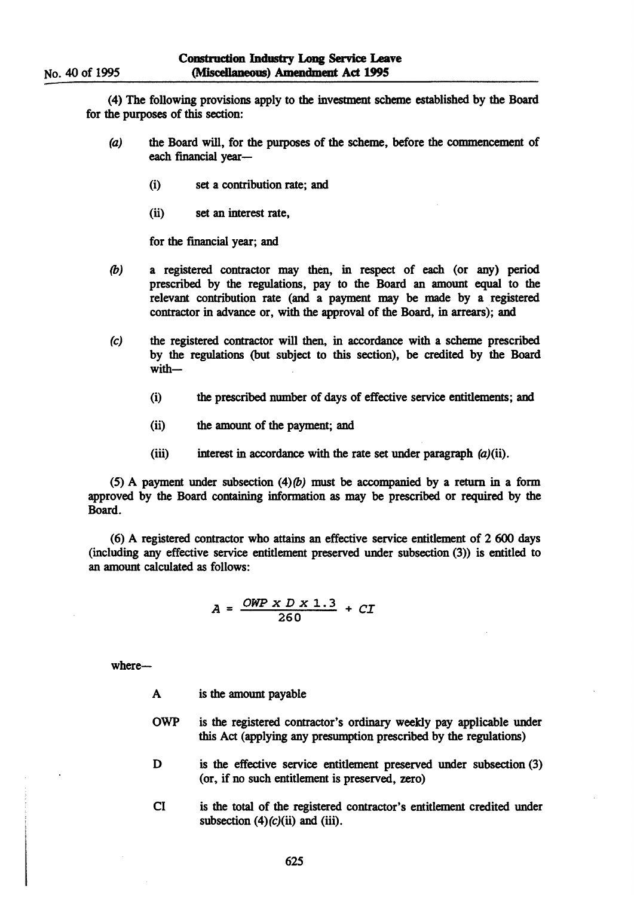(4) The following provisions apply to the investment scheme established by the Board for the purposes of this section:

*(a)* the Board will, for the purposes of the scheme, before the commencement of each financial year—

  (i) set a contribution rate; and

  (ii) set an interest rate,

  for the financial year; and

*(b)* a registered contractor may then, in respect of each (or any) period prescribed by the regulations, pay to the Board an amount equal to the relevant contribution rate (and a payment may be made by a registered contractor in advance or, with the approval of the Board, in arrears); and

*(c)* the registered contractor will then, in accordance with a scheme prescribed by the regulations (but subject to this section), be credited by the Board with—

  (i) the prescribed number of days of effective service entitlements; and

  (ii) the amount of the payment; and

  (iii) interest in accordance with the rate set under paragraph *(a)*(ii).

(5) A payment under subsection (4)*(b)* must be accompanied by a return in a form approved by the Board containing information as may be prescribed or required by the Board.

(6) A registered contractor who attains an effective service entitlement of 2 600 days (including any effective service entitlement preserved under subsection (3)) is entitled to an amount calculated as follows:

$$A = \frac{OWP \times D \times 1.3}{260} + CI$$

where—

| | |
|---|---|
| A | is the amount payable |
| OWP | is the registered contractor's ordinary weekly pay applicable under this Act (applying any presumption prescribed by the regulations) |
| D | is the effective service entitlement preserved under subsection (3) (or, if no such entitlement is preserved, zero) |
| CI | is the total of the registered contractor's entitlement credited under subsection (4)*(c)*(ii) and (iii). |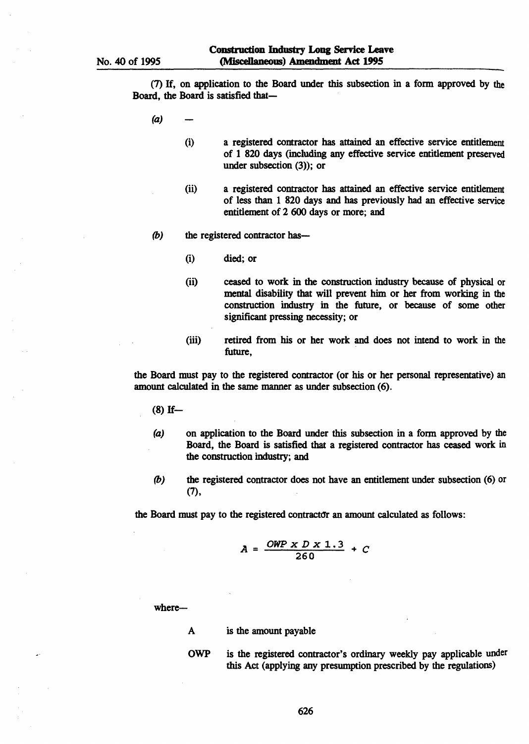(7) If, on application to the Board under this subsection in a form approved by the Board, the Board is satisfied that—

*(a)* —

(i) a registered contractor has attained an effective service entitlement of 1 820 days (including any effective service entitlement preserved under subsection (3)); or

(ii) a registered contractor has attained an effective service entitlement of less than 1 820 days and has previously had an effective service entitlement of 2 600 days or more; and

*(b)* the registered contractor has—

(i) died; or

(ii) ceased to work in the construction industry because of physical or mental disability that will prevent him or her from working in the construction industry in the future, or because of some other significant pressing necessity; or

(iii) retired from his or her work and does not intend to work in the future,

the Board must pay to the registered contractor (or his or her personal representative) an amount calculated in the same manner as under subsection (6).

(8) If—

*(a)* on application to the Board under this subsection in a form approved by the Board, the Board is satisfied that a registered contractor has ceased work in the construction industry; and

*(b)* the registered contractor does not have an entitlement under subsection (6) or (7),

the Board must pay to the registered contractor an amount calculated as follows:

$$A = \frac{OWP \times D \times 1.3}{260} + C$$

where—

A is the amount payable

OWP is the registered contractor's ordinary weekly pay applicable under this Act (applying any presumption prescribed by the regulations)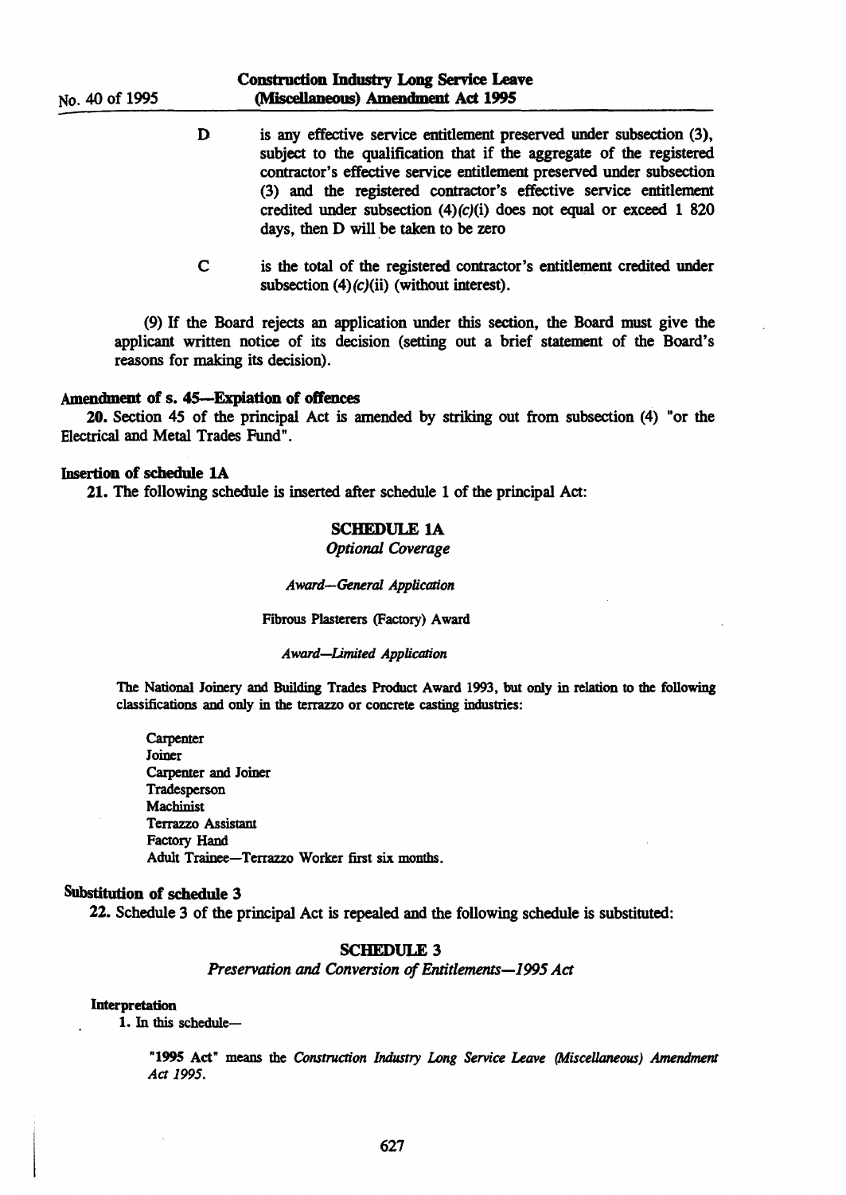D is any effective service entitlement preserved under subsection (3), subject to the qualification that if the aggregate of the registered contractor's effective service entitlement preserved under subsection (3) and the registered contractor's effective service entitlement credited under subsection (4)*(c)*(i) does not equal or exceed 1 820 days, then D will be taken to be zero

C is the total of the registered contractor's entitlement credited under subsection (4)*(c)*(ii) (without interest).

(9) If the Board rejects an application under this section, the Board must give the applicant written notice of its decision (setting out a brief statement of the Board's reasons for making its decision).

**Amendment of s. 45—Expiation of offences**

**20.** Section 45 of the principal Act is amended by striking out from subsection (4) "or the Electrical and Metal Trades Fund".

**Insertion of schedule 1A**

**21.** The following schedule is inserted after schedule 1 of the principal Act:

**SCHEDULE 1A**

*Optional Coverage*

*Award—General Application*

Fibrous Plasterers (Factory) Award

*Award—Limited Application*

The National Joinery and Building Trades Product Award 1993, but only in relation to the following classifications and only in the terrazzo or concrete casting industries:

Carpenter
Joiner
Carpenter and Joiner
Tradesperson
Machinist
Terrazzo Assistant
Factory Hand
Adult Trainee—Terrazzo Worker first six months.

**Substitution of schedule 3**

**22.** Schedule 3 of the principal Act is repealed and the following schedule is substituted:

**SCHEDULE 3**

*Preservation and Conversion of Entitlements—1995 Act*

**Interpretation**

**1.** In this schedule—

"**1995 Act**" means the *Construction Industry Long Service Leave (Miscellaneous) Amendment Act 1995*.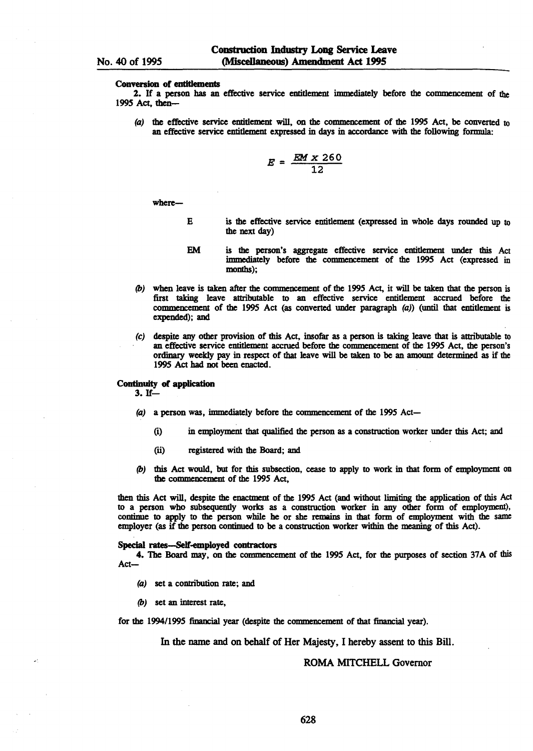**Conversion of entitlements**

**2.** If a person has an effective service entitlement immediately before the commencement of the 1995 Act, then—

*(a)* the effective service entitlement will, on the commencement of the 1995 Act, be converted to an effective service entitlement expressed in days in accordance with the following formula:

$$E = \frac{EM \times 260}{12}$$

where—

E is the effective service entitlement (expressed in whole days rounded up to the next day)

EM is the person's aggregate effective service entitlement under this Act immediately before the commencement of the 1995 Act (expressed in months);

*(b)* when leave is taken after the commencement of the 1995 Act, it will be taken that the person is first taking leave attributable to an effective service entitlement accrued before the commencement of the 1995 Act (as converted under paragraph *(a)*) (until that entitlement is expended); and

*(c)* despite any other provision of this Act, insofar as a person is taking leave that is attributable to an effective service entitlement accrued before the commencement of the 1995 Act, the person's ordinary weekly pay in respect of that leave will be taken to be an amount determined as if the 1995 Act had not been enacted.

**Continuity of application**

**3.** If—

*(a)* a person was, immediately before the commencement of the 1995 Act—

(i) in employment that qualified the person as a construction worker under this Act; and

(ii) registered with the Board; and

*(b)* this Act would, but for this subsection, cease to apply to work in that form of employment on the commencement of the 1995 Act,

then this Act will, despite the enactment of the 1995 Act (and without limiting the application of this Act to a person who subsequently works as a construction worker in any other form of employment), continue to apply to the person while he or she remains in that form of employment with the same employer (as if the person continued to be a construction worker within the meaning of this Act).

**Special rates—Self-employed contractors**

**4.** The Board may, on the commencement of the 1995 Act, for the purposes of section 37A of this Act—

*(a)* set a contribution rate; and

*(b)* set an interest rate,

for the 1994/1995 financial year (despite the commencement of that financial year).

In the name and on behalf of Her Majesty, I hereby assent to this Bill.

ROMA MITCHELL Governor